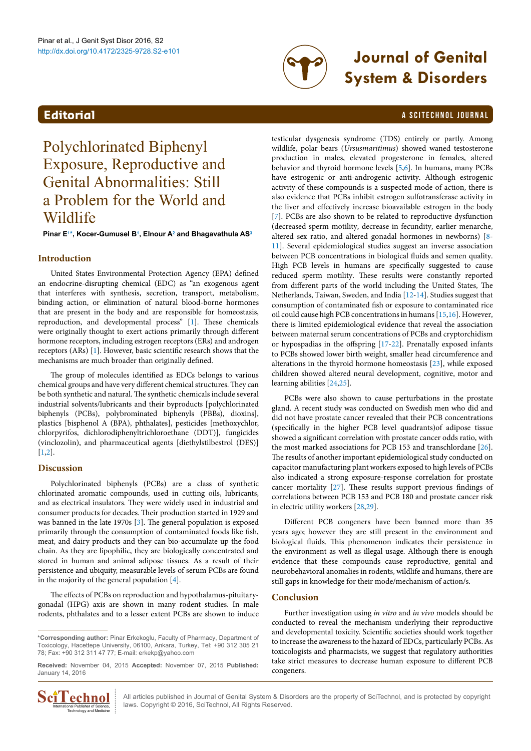Editorial

# Polychlorinated Biphenyl Exposure, Reproductive and Genital Abnormalities: Still a Problem for the World and Wildlife

**Pinar E[1]*, Kocer-Gumusel B[1], Elnour A[2] and Bhagavathula AS[3]**

## Introduction

United States Environmental Protection Agency (EPA) defined an endocrine-disrupting chemical (EDC) as "an exogenous agent that interferes with synthesis, secretion, transport, metabolism, binding action, or elimination of natural blood-borne hormones that are present in the body and are responsible for homeostasis, reproduction, and developmental process" [1]. These chemicals were originally thought to exert actions primarily through different hormone receptors, including estrogen receptors (ERs) and androgen receptors (ARs) [1]. However, basic scientific research shows that the mechanisms are much broader than originally defined.

The group of molecules identified as EDCs belongs to various chemical groups and have very different chemical structures. They can be both synthetic and natural. The synthetic chemicals include several industrial solvents/lubricants and their byproducts [polychlorinated biphenyls (PCBs), polybrominated biphenyls (PBBs), dioxins], plastics [bisphenol A (BPA), phthalates], pesticides [methoxychlor, chlorpyrifos, dichlorodiphenyltrichloroethane (DDT)], fungicides (vinclozolin), and pharmaceutical agents [diethylstilbestrol (DES)] [1,2].

## Discussion

Polychlorinated biphenyls (PCBs) are a class of synthetic chlorinated aromatic compounds, used in cutting oils, lubricants, and as electrical insulators. They were widely used in industrial and consumer products for decades. Their production started in 1929 and was banned in the late 1970s [3]. The general population is exposed primarily through the consumption of contaminated foods like fish, meat, and dairy products and they can bio-accumulate up the food chain. As they are lipophilic, they are biologically concentrated and stored in human and animal adipose tissues. As a result of their persistence and ubiquity, measurable levels of serum PCBs are found in the majority of the general population [4].

The effects of PCBs on reproduction and hypothalamus-pituitary-gonadal (HPG) axis are shown in many rodent studies. In male rodents, phthalates and to a lesser extent PCBs are shown to induce testicular dysgenesis syndrome (TDS) entirely or partly. Among wildlife, polar bears (*Ursusmaritimus*) showed waned testosterone production in males, elevated progesterone in females, altered behavior and thyroid hormone levels [5,6]. In humans, many PCBs have estrogenic or anti-androgenic activity. Although estrogenic activity of these compounds is a suspected mode of action, there is also evidence that PCBs inhibit estrogen sulfotransferase activity in the liver and effectively increase bioavailable estrogen in the body [7]. PCBs are also shown to be related to reproductive dysfunction (decreased sperm motility, decrease in fecundity, earlier menarche, altered sex ratio, and altered gonadal hormones in newborns) [8-11]. Several epidemiological studies suggest an inverse association between PCB concentrations in biological fluids and semen quality. High PCB levels in humans are specifically suggested to cause reduced sperm motility. These results were constantly reported from different parts of the world including the United States, The Netherlands, Taiwan, Sweden, and India [12-14]. Studies suggest that consumption of contaminated fish or exposure to contaminated rice oil could cause high PCB concentrations in humans [15,16]. However, there is limited epidemiological evidence that reveal the association between maternal serum concentrations of PCBs and cryptorchidism or hypospadias in the offspring [17-22]. Prenatally exposed infants to PCBs showed lower birth weight, smaller head circumference and alterations in the thyroid hormone homeostasis [23], while exposed children showed altered neural development, cognitive, motor and learning abilities [24,25].

PCBs were also shown to cause perturbations in the prostate gland. A recent study was conducted on Swedish men who did and did not have prostate cancer revealed that their PCB concentrations (specifically in the higher PCB level quadrants)of adipose tissue showed a significant correlation with prostate cancer odds ratio, with the most marked associations for PCB 153 and transchlordane [26]. The results of another important epidemiological study conducted on capacitor manufacturing plant workers exposed to high levels of PCBs also indicated a strong exposure-response correlation for prostate cancer mortality [27]. These results support previous findings of correlations between PCB 153 and PCB 180 and prostate cancer risk in electric utility workers [28,29].

Different PCB congeners have been banned more than 35 years ago; however they are still present in the environment and biological fluids. This phenomenon indicates their persistence in the environment as well as illegal usage. Although there is enough evidence that these compounds cause reproductive, genital and neurobehavioral anomalies in rodents, wildlife and humans, there are still gaps in knowledge for their mode/mechanism of action/s.

## Conclusion

Further investigation using *in vitro* and *in vivo* models should be conducted to reveal the mechanism underlying their reproductive and developmental toxicity. Scientific societies should work together to increase the awareness to the hazard of EDCs, particularly PCBs. As toxicologists and pharmacists, we suggest that regulatory authorities take strict measures to decrease human exposure to different PCB congeners.

---

***Corresponding author:** Pinar Erkekoglu, Faculty of Pharmacy, Department of Toxicology, Hacettepe University, 06100, Ankara, Turkey, Tel: +90 312 305 21 78; Fax: +90 312 311 47 77; E-mail: erkekp@yahoo.com

**Received:** November 04, 2015 **Accepted:** November 07, 2015 **Published:** January 14, 2016

All articles published in Journal of Genital System & Disorders are the property of SciTechnol, and is protected by copyright laws. Copyright © 2016, SciTechnol, All Rights Reserved.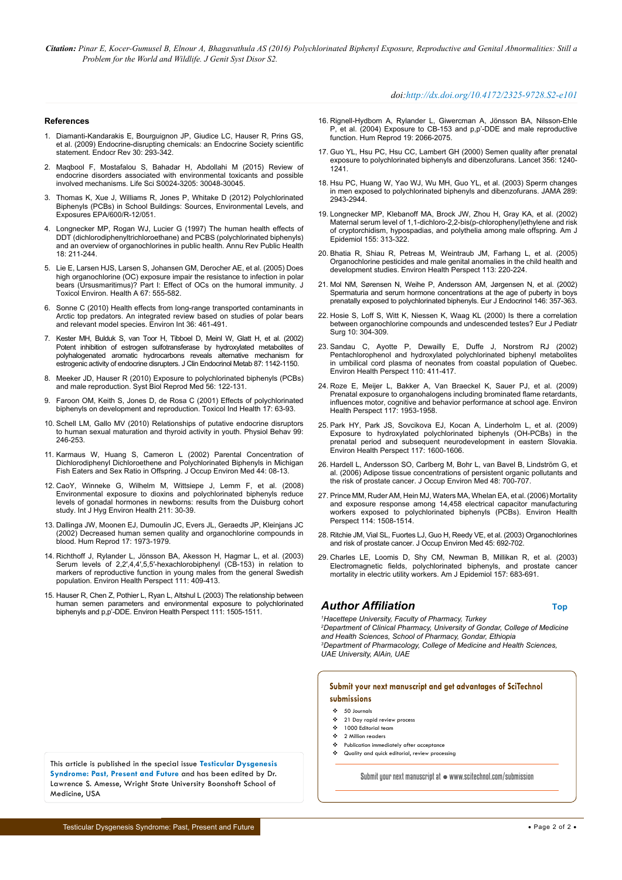## References

1. Diamanti-Kandarakis E, Bourguignon JP, Giudice LC, Hauser R, Prins GS, et al. (2009) Endocrine-disrupting chemicals: an Endocrine Society scientific statement. Endocr Rev 30: 293-342.

2. Maqbool F, Mostafalou S, Bahadar H, Abdollahi M (2015) Review of endocrine disorders associated with environmental toxicants and possible involved mechanisms. Life Sci S0024-3205: 30048-30045.

3. Thomas K, Xue J, Williams R, Jones P, Whitake D (2012) Polychlorinated Biphenyls (PCBs) in School Buildings: Sources, Environmental Levels, and Exposures EPA/600/R-12/051.

4. Longnecker MP, Rogan WJ, Lucier G (1997) The human health effects of DDT (dichlorodiphenyltrichloroethane) and PCBS (polychlorinated biphenyls) and an overview of organochlorines in public health. Annu Rev Public Health 18: 211-244.

5. Lie E, Larsen HJS, Larsen S, Johansen GM, Derocher AE, et al. (2005) Does high organochlorine (OC) exposure impair the resistance to infection in polar bears (Ursusmaritimus)? Part I: Effect of OCs on the humoral immunity. J Toxicol Environ. Health A 67: 555-582.

6. Sonne C (2010) Health effects from long-range transported contaminants in Arctic top predators. An integrated review based on studies of polar bears and relevant model species. Environ Int 36: 461-491.

7. Kester MH, Bulduk S, van Toor H, Tibboel D, Meinl W, Glatt H, et al. (2002) Potent inhibition of estrogen sulfotransferase by hydroxylated metabolites of polyhalogenated aromatic hydrocarbons reveals alternative mechanism for estrogenic activity of endocrine disrupters. J Clin Endocrinol Metab 87: 1142-1150.

8. Meeker JD, Hauser R (2010) Exposure to polychlorinated biphenyls (PCBs) and male reproduction. Syst Biol Reprod Med 56: 122-131.

9. Faroon OM, Keith S, Jones D, de Rosa C (2001) Effects of polychlorinated biphenyls on development and reproduction. Toxicol Ind Health 17: 63-93.

10. Schell LM, Gallo MV (2010) Relationships of putative endocrine disruptors to human sexual maturation and thyroid activity in youth. Physiol Behav 99: 246-253.

11. Karmaus W, Huang S, Cameron L (2002) Parental Concentration of Dichlorodiphenyl Dichloroethene and Polychlorinated Biphenyls in Michigan Fish Eaters and Sex Ratio in Offspring. J Occup Environ Med 44: 08-13.

12. CaoY, Winneke G, Wilhelm M, Wittsiepe J, Lemm F, et al. (2008) Environmental exposure to dioxins and polychlorinated biphenyls reduce levels of gonadal hormones in newborns: results from the Duisburg cohort study. Int J Hyg Environ Health 211: 30-39.

13. Dallinga JW, Moonen EJ, Dumoulin JC, Evers JL, Geraedts JP, Kleinjans JC (2002) Decreased human semen quality and organochlorine compounds in blood. Hum Reprod 17: 1973-1979.

14. Richthoff J, Rylander L, Jönsson BA, Akesson H, Hagmar L, et al. (2003) Serum levels of 2,2′,4,4′,5,5′-hexachlorobiphenyl (CB-153) in relation to markers of reproductive function in young males from the general Swedish population. Environ Health Perspect 111: 409-413.

15. Hauser R, Chen Z, Pothier L, Ryan L, Altshul L (2003) The relationship between human semen parameters and environmental exposure to polychlorinated biphenyls and p,p′-DDE. Environ Health Perspect 111: 1505-1511.

16. Rignell-Hydbom A, Rylander L, Giwercman A, Jönsson BA, Nilsson-Ehle P, et al. (2004) Exposure to CB-153 and p,p′-DDE and male reproductive function. Hum Reprod 19: 2066-2075.

17. Guo YL, Hsu PC, Hsu CC, Lambert GH (2000) Semen quality after prenatal exposure to polychlorinated biphenyls and dibenzofurans. Lancet 356: 1240-1241.

18. Hsu PC, Huang W, Yao WJ, Wu MH, Guo YL, et al. (2003) Sperm changes in men exposed to polychlorinated biphenyls and dibenzofurans. JAMA 289: 2943-2944.

19. Longnecker MP, Klebanoff MA, Brock JW, Zhou H, Gray KA, et al. (2002) Maternal serum level of 1,1-dichloro-2,2-bis(p-chlorophenyl)ethylene and risk of cryptorchidism, hypospadias, and polythelia among male offspring. Am J Epidemiol 155: 313-322.

20. Bhatia R, Shiau R, Petreas M, Weintraub JM, Farhang L, et al. (2005) Organochlorine pesticides and male genital anomalies in the child health and development studies. Environ Health Perspect 113: 220-224.

21. Mol NM, Sørensen N, Weihe P, Andersson AM, Jørgensen N, et al. (2002) Spermaturia and serum hormone concentrations at the age of puberty in boys prenatally exposed to polychlorinated biphenyls. Eur J Endocrinol 146: 357-363.

22. Hosie S, Loff S, Witt K, Niessen K, Waag KL (2000) Is there a correlation between organochlorine compounds and undescended testes? Eur J Pediatr Surg 10: 304-309.

23. Sandau C, Ayotte P, Dewailly E, Duffe J, Norstrom RJ (2002) Pentachlorophenol and hydroxylated polychlorinated biphenyl metabolites in umbilical cord plasma of neonates from coastal population of Quebec. Environ Health Perspect 110: 411-417.

24. Roze E, Meijer L, Bakker A, Van Braeckel K, Sauer PJ, et al. (2009) Prenatal exposure to organohalogens including brominated flame retardants, influences motor, cognitive and behavior performance at school age. Environ Health Perspect 117: 1953-1958.

25. Park HY, Park JS, Sovcikova EJ, Kocan A, Linderholm L, et al. (2009) Exposure to hydroxylated polychlorinated biphenyls (OH-PCBs) in the prenatal period and subsequent neurodevelopment in eastern Slovakia. Environ Health Perspect 117: 1600-1606.

26. Hardell L, Andersson SO, Carlberg M, Bohr L, van Bavel B, Lindström G, et al. (2006) Adipose tissue concentrations of persistent organic pollutants and the risk of prostate cancer. J Occup Environ Med 48: 700-707.

27. Prince MM, Ruder AM, Hein MJ, Waters MA, Whelan EA, et al. (2006) Mortality and exposure response among 14,458 electrical capacitor manufacturing workers exposed to polychlorinated biphenyls (PCBs). Environ Health Perspect 114: 1508-1514.

28. Ritchie JM, Vial SL, Fuortes LJ, Guo H, Reedy VE, et al. (2003) Organochlorines and risk of prostate cancer. J Occup Environ Med 45: 692-702.

29. Charles LE, Loomis D, Shy CM, Newman B, Millikan R, et al. (2003) Electromagnetic fields, polychlorinated biphenyls, and prostate cancer mortality in electric utility workers. Am J Epidemiol 157: 683-691.

## Author Affiliation

*[1]Hacettepe University, Faculty of Pharmacy, Turkey*
*[2]Department of Clinical Pharmacy, University of Gondar, College of Medicine and Health Sciences, School of Pharmacy, Gondar, Ethiopia*
*[3]Department of Pharmacology, College of Medicine and Health Sciences, UAE University, AlAin, UAE*

This article is published in the special issue **Testicular Dysgenesis Syndrome: Past, Present and Future** and has been edited by Dr. Lawrence S. Amesse, Wright State University Boonshoft School of Medicine, USA

**Submit your next manuscript and get advantages of SciTechnol submissions**

- 50 Journals
- 21 Day rapid review process
- 1000 Editorial team
- 2 Million readers
- Publication immediately after acceptance
- Quality and quick editorial, review processing

Submit your next manuscript at ● www.scitechnol.com/submission